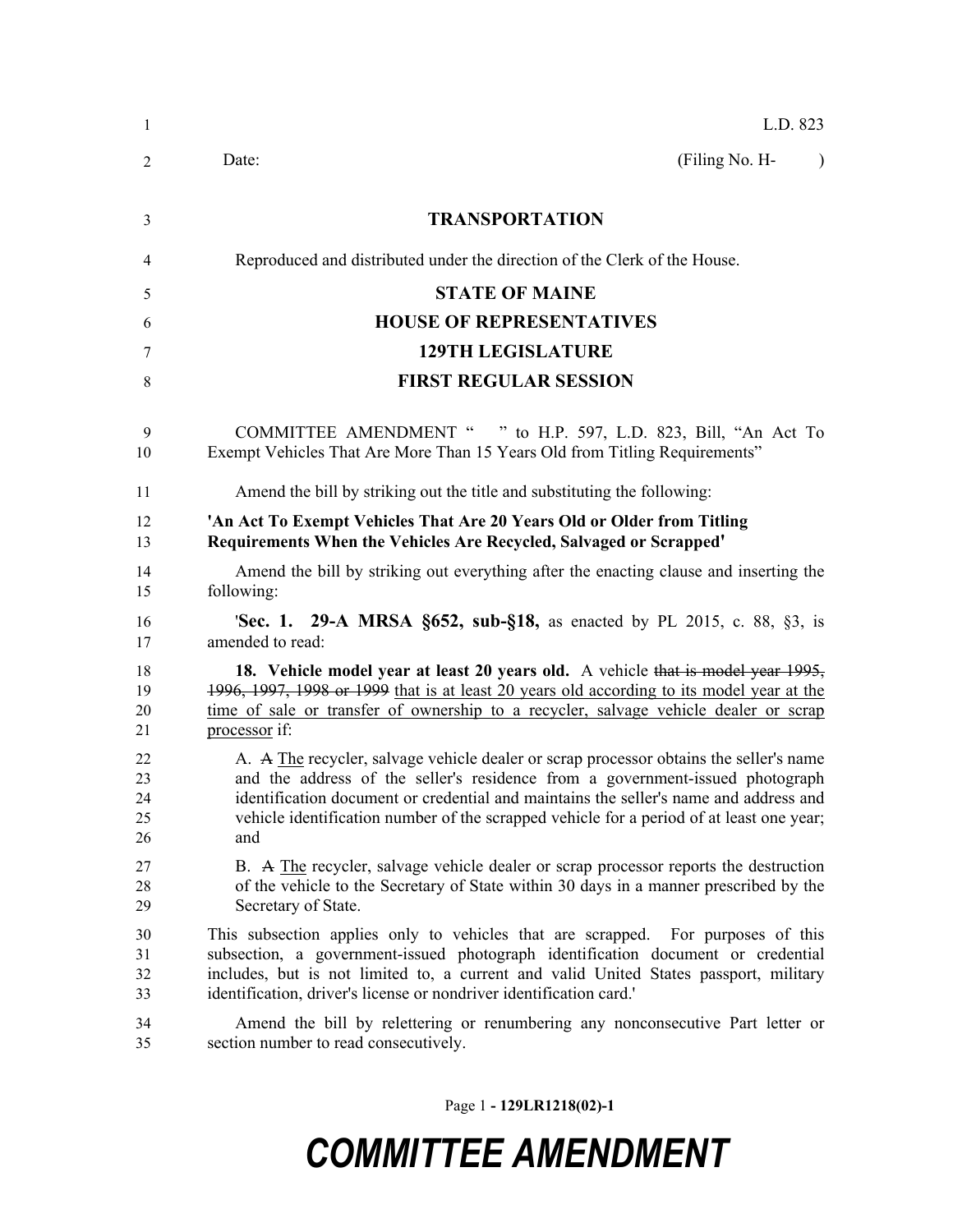L.D. 823

Date: (Filing No. H- )

**TRANSPORTATION**

Reproduced and distributed under the direction of the Clerk of the House.

**STATE OF MAINE**

**HOUSE OF REPRESENTATIVES**

**129TH LEGISLATURE**

**FIRST REGULAR SESSION**

COMMITTEE AMENDMENT " " to H.P. 597, L.D. 823, Bill, "An Act To Exempt Vehicles That Are More Than 15 Years Old from Titling Requirements"

Amend the bill by striking out the title and substituting the following:

**'An Act To Exempt Vehicles That Are 20 Years Old or Older from Titling Requirements When the Vehicles Are Recycled, Salvaged or Scrapped'**

Amend the bill by striking out everything after the enacting clause and inserting the following:

'**Sec. 1. 29-A MRSA §652, sub-§18,** as enacted by PL 2015, c. 88, §3, is amended to read:

**18. Vehicle model year at least 20 years old.** A vehicle ~~that is model year 1995, 1996, 1997, 1998 or 1999~~ that is at least 20 years old according to its model year at the time of sale or transfer of ownership to a recycler, salvage vehicle dealer or scrap processor if:

A. ~~A~~ The recycler, salvage vehicle dealer or scrap processor obtains the seller's name and the address of the seller's residence from a government-issued photograph identification document or credential and maintains the seller's name and address and vehicle identification number of the scrapped vehicle for a period of at least one year; and

B. ~~A~~ The recycler, salvage vehicle dealer or scrap processor reports the destruction of the vehicle to the Secretary of State within 30 days in a manner prescribed by the Secretary of State.

This subsection applies only to vehicles that are scrapped. For purposes of this subsection, a government-issued photograph identification document or credential includes, but is not limited to, a current and valid United States passport, military identification, driver's license or nondriver identification card.'

Amend the bill by relettering or renumbering any nonconsecutive Part letter or section number to read consecutively.

**COMMITTEE AMENDMENT**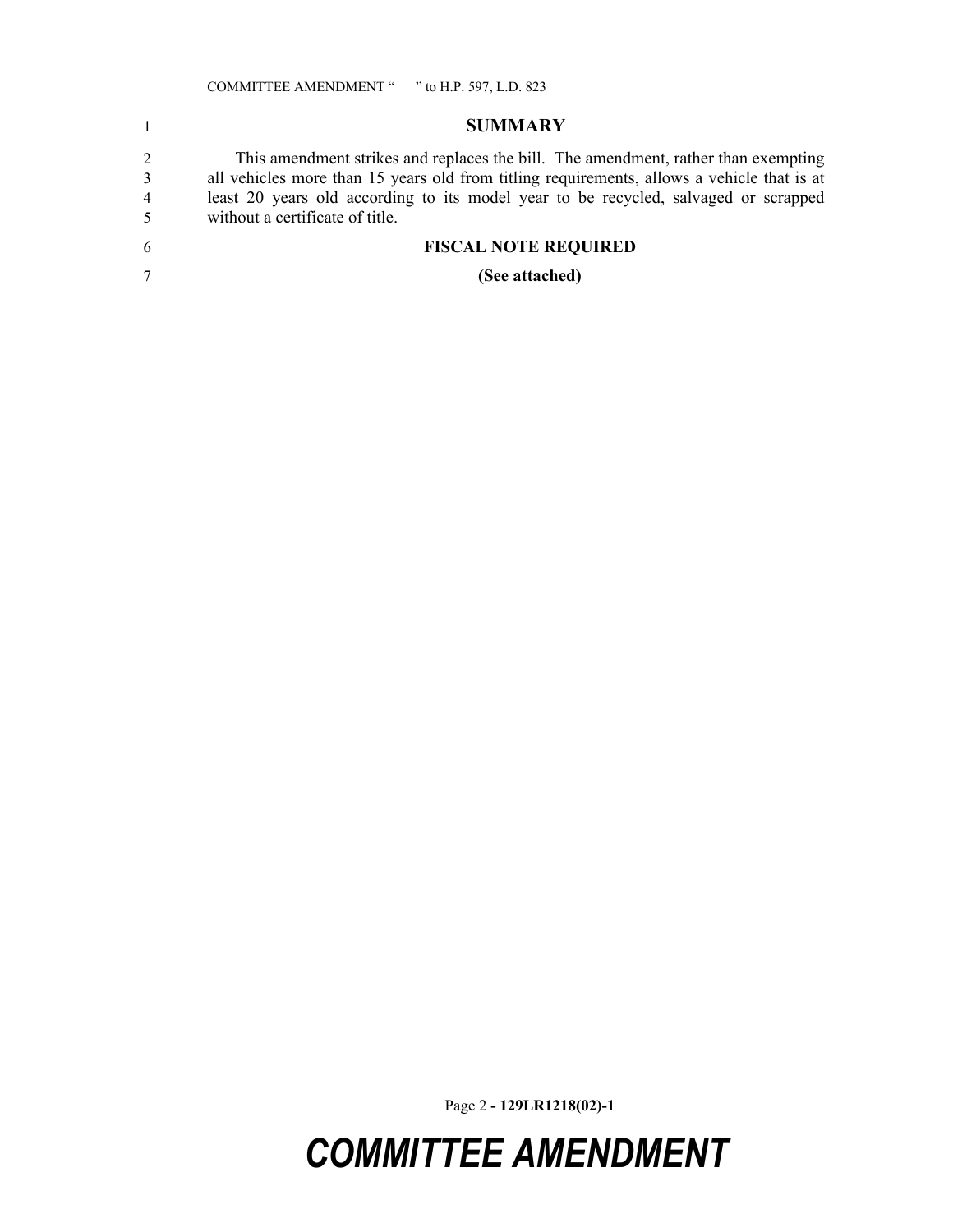## SUMMARY

This amendment strikes and replaces the bill. The amendment, rather than exempting all vehicles more than 15 years old from titling requirements, allows a vehicle that is at least 20 years old according to its model year to be recycled, salvaged or scrapped without a certificate of title.

**FISCAL NOTE REQUIRED**

**(See attached)**